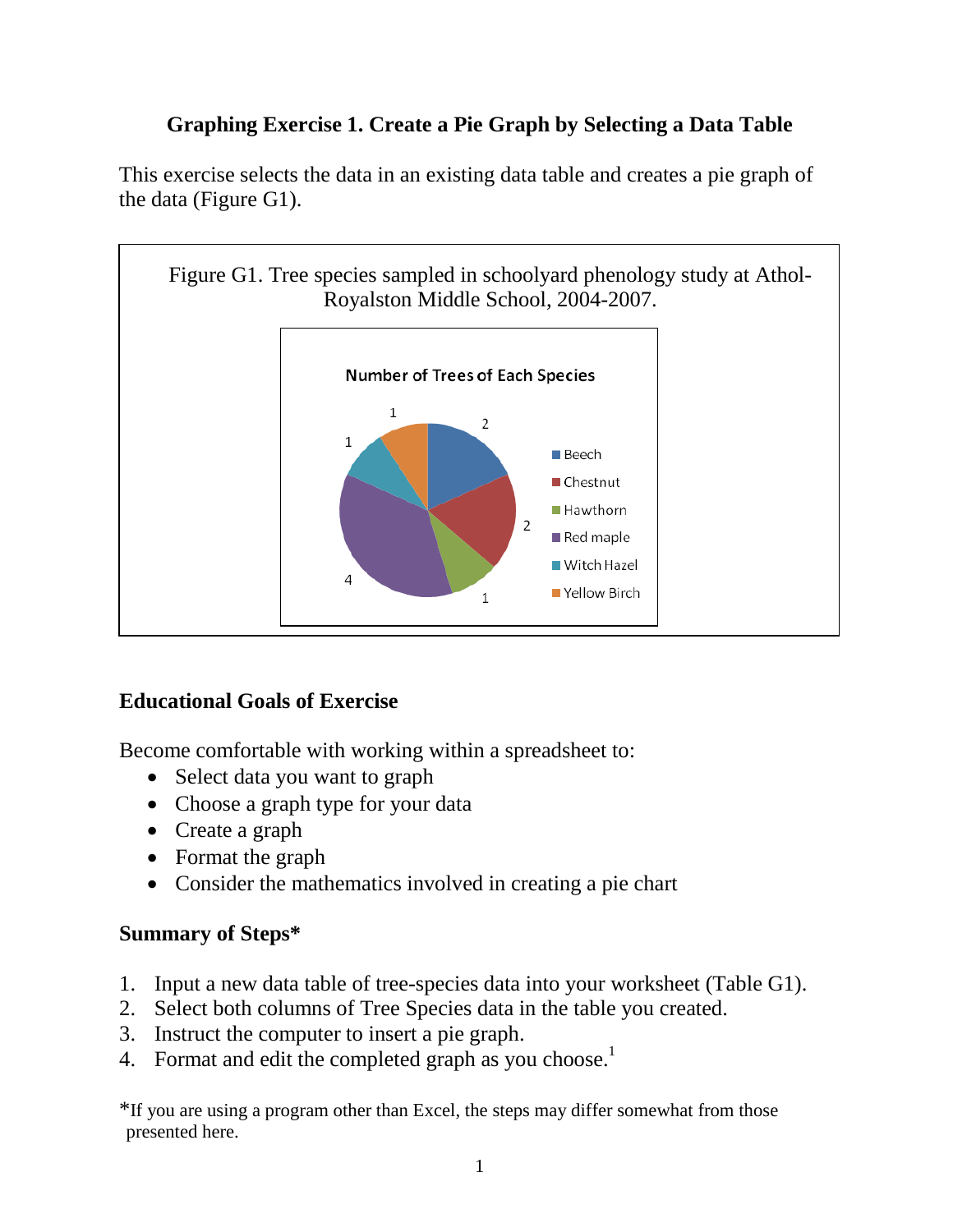## Graphing Exercise 1. Create a Pie Graph by Selecting a Data Table

This exercise selects the data in an existing data table and creates a pie graph of the data (Figure G1).

Figure G1. Tree species sampled in schoolyard phenology study at Athol-Royalston Middle School, 2004-2007.

### Educational Goals of Exercise

Become comfortable with working within a spreadsheet to:

- Select data you want to graph
- Choose a graph type for your data
- Create a graph
- Format the graph
- Consider the mathematics involved in creating a pie chart

### Summary of Steps*

1. Input a new data table of tree-species data into your worksheet (Table G1).
2. Select both columns of Tree Species data in the table you created.
3. Instruct the computer to insert a pie graph.
4. Format and edit the completed graph as you choose.[1]

*If you are using a program other than Excel, the steps may differ somewhat from those presented here.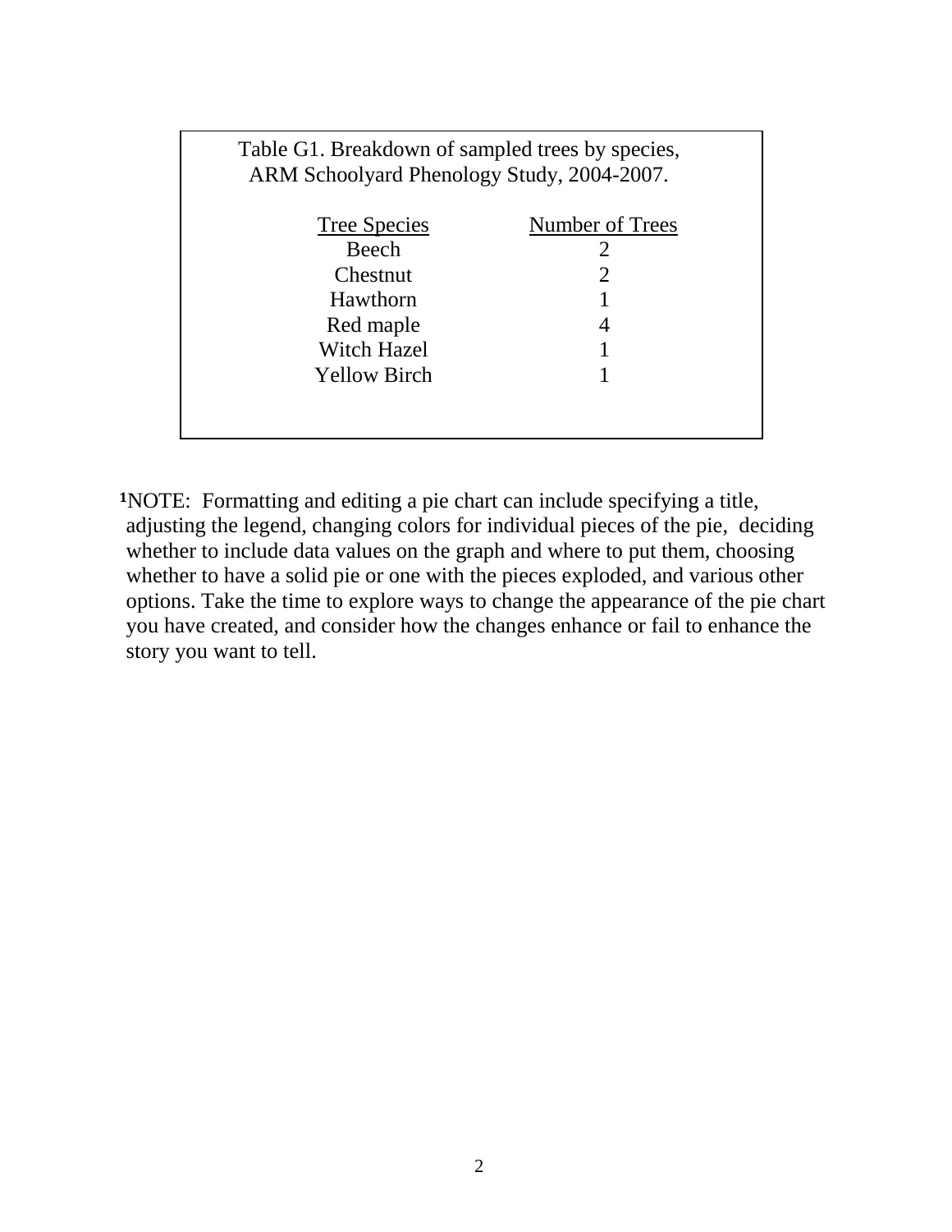Table G1. Breakdown of sampled trees by species, ARM Schoolyard Phenology Study, 2004-2007.

| Tree Species | Number of Trees |
| --- | --- |
| Beech | 2 |
| Chestnut | 2 |
| Hawthorn | 1 |
| Red maple | 4 |
| Witch Hazel | 1 |
| Yellow Birch | 1 |

[1]NOTE: Formatting and editing a pie chart can include specifying a title, adjusting the legend, changing colors for individual pieces of the pie, deciding whether to include data values on the graph and where to put them, choosing whether to have a solid pie or one with the pieces exploded, and various other options. Take the time to explore ways to change the appearance of the pie chart you have created, and consider how the changes enhance or fail to enhance the story you want to tell.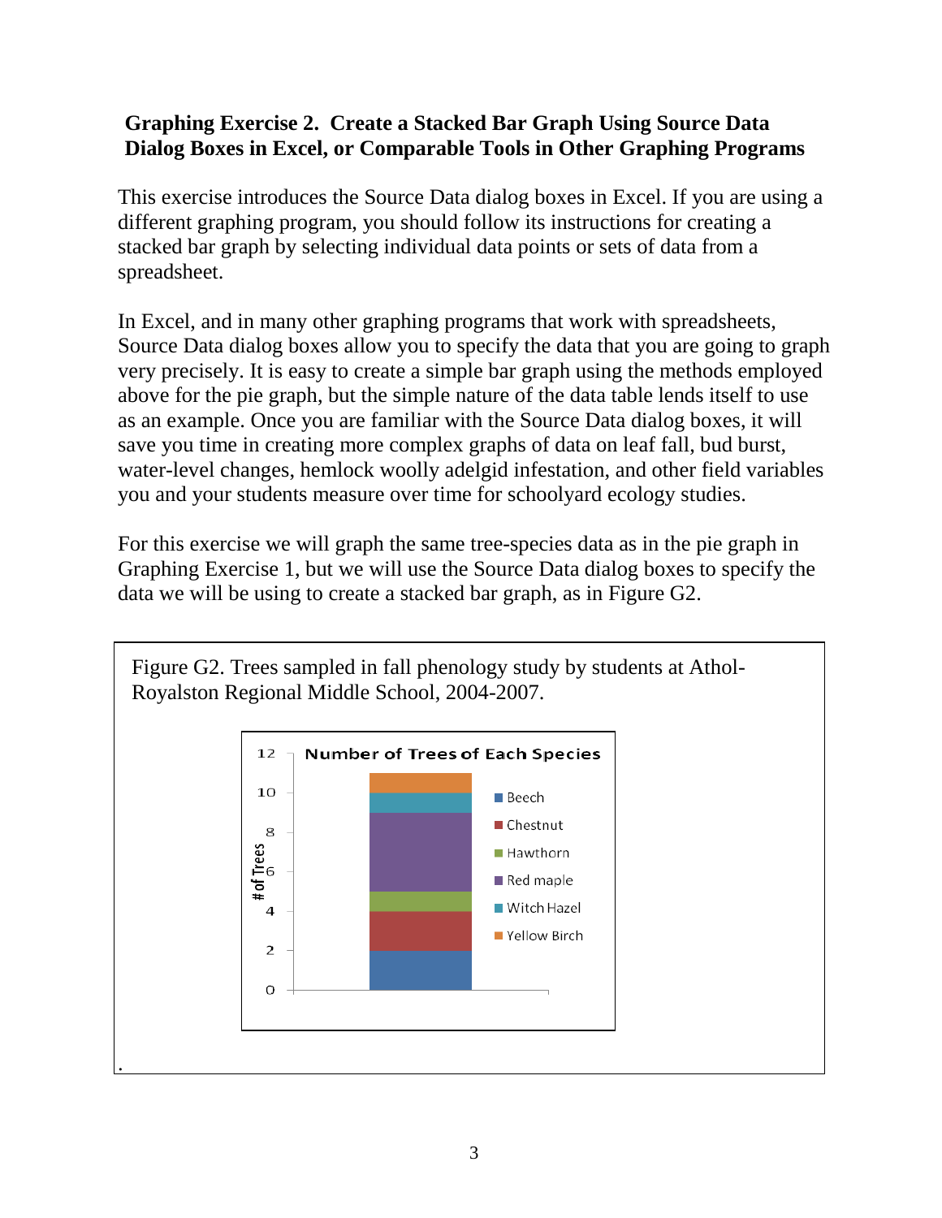**Graphing Exercise 2. Create a Stacked Bar Graph Using Source Data Dialog Boxes in Excel, or Comparable Tools in Other Graphing Programs**

This exercise introduces the Source Data dialog boxes in Excel. If you are using a different graphing program, you should follow its instructions for creating a stacked bar graph by selecting individual data points or sets of data from a spreadsheet.

In Excel, and in many other graphing programs that work with spreadsheets, Source Data dialog boxes allow you to specify the data that you are going to graph very precisely. It is easy to create a simple bar graph using the methods employed above for the pie graph, but the simple nature of the data table lends itself to use as an example. Once you are familiar with the Source Data dialog boxes, it will save you time in creating more complex graphs of data on leaf fall, bud burst, water-level changes, hemlock woolly adelgid infestation, and other field variables you and your students measure over time for schoolyard ecology studies.

For this exercise we will graph the same tree-species data as in the pie graph in Graphing Exercise 1, but we will use the Source Data dialog boxes to specify the data we will be using to create a stacked bar graph, as in Figure G2.

Figure G2. Trees sampled in fall phenology study by students at Athol-Royalston Regional Middle School, 2004-2007.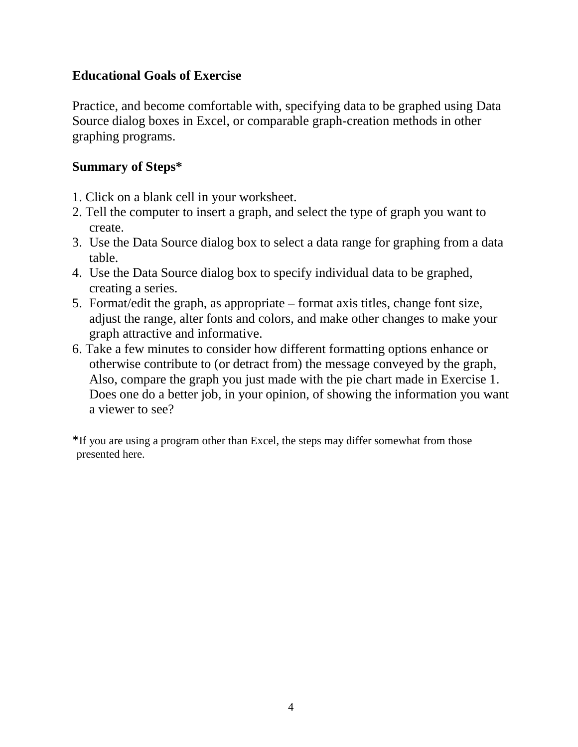**Educational Goals of Exercise**

Practice, and become comfortable with, specifying data to be graphed using Data Source dialog boxes in Excel, or comparable graph-creation methods in other graphing programs.

**Summary of Steps***

1. Click on a blank cell in your worksheet.
2. Tell the computer to insert a graph, and select the type of graph you want to create.
3. Use the Data Source dialog box to select a data range for graphing from a data table.
4. Use the Data Source dialog box to specify individual data to be graphed, creating a series.
5. Format/edit the graph, as appropriate – format axis titles, change font size, adjust the range, alter fonts and colors, and make other changes to make your graph attractive and informative.
6. Take a few minutes to consider how different formatting options enhance or otherwise contribute to (or detract from) the message conveyed by the graph, Also, compare the graph you just made with the pie chart made in Exercise 1. Does one do a better job, in your opinion, of showing the information you want a viewer to see?

*If you are using a program other than Excel, the steps may differ somewhat from those presented here.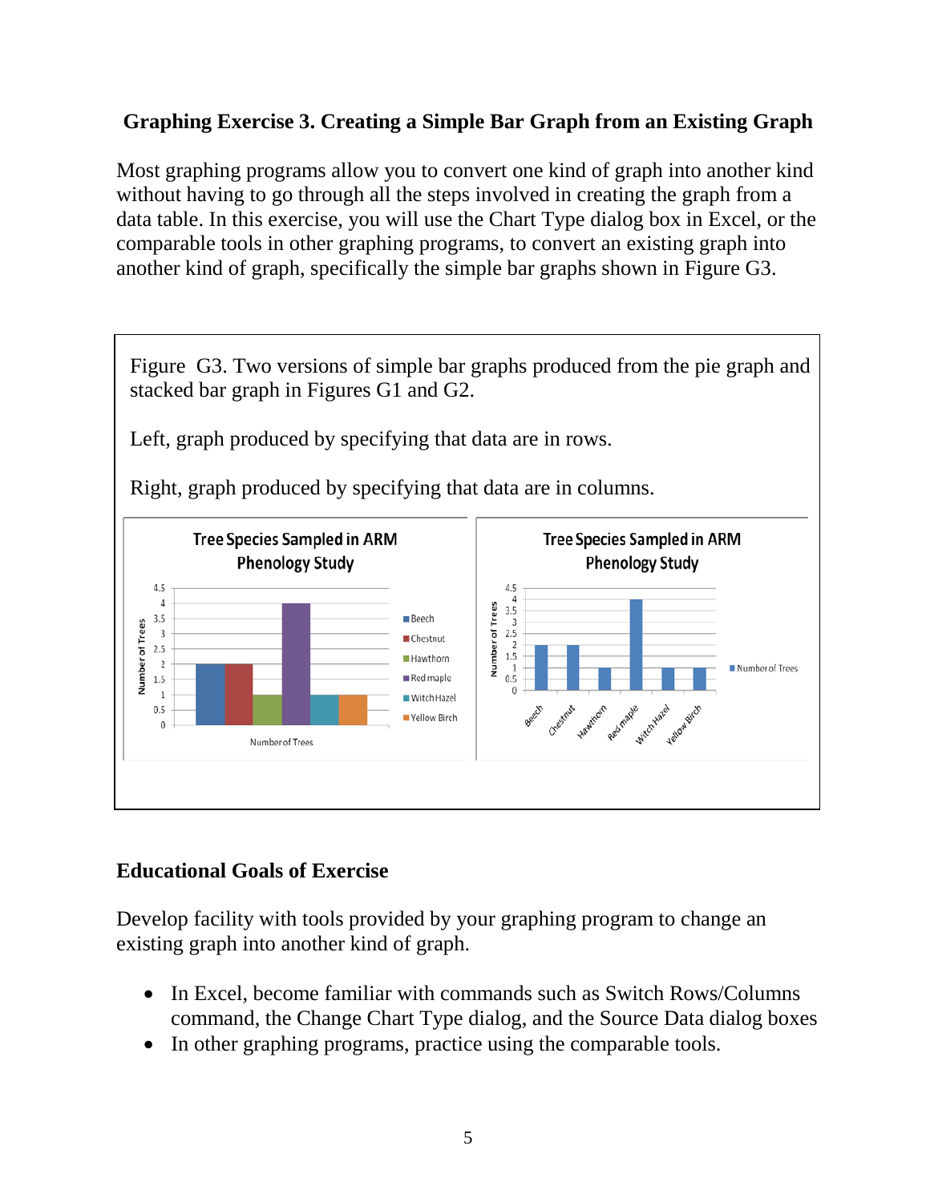## Graphing Exercise 3. Creating a Simple Bar Graph from an Existing Graph

Most graphing programs allow you to convert one kind of graph into another kind without having to go through all the steps involved in creating the graph from a data table. In this exercise, you will use the Chart Type dialog box in Excel, or the comparable tools in other graphing programs, to convert an existing graph into another kind of graph, specifically the simple bar graphs shown in Figure G3.

Figure G3. Two versions of simple bar graphs produced from the pie graph and stacked bar graph in Figures G1 and G2.

Left, graph produced by specifying that data are in rows.

Right, graph produced by specifying that data are in columns.

## Educational Goals of Exercise

Develop facility with tools provided by your graphing program to change an existing graph into another kind of graph.

- In Excel, become familiar with commands such as Switch Rows/Columns command, the Change Chart Type dialog, and the Source Data dialog boxes
- In other graphing programs, practice using the comparable tools.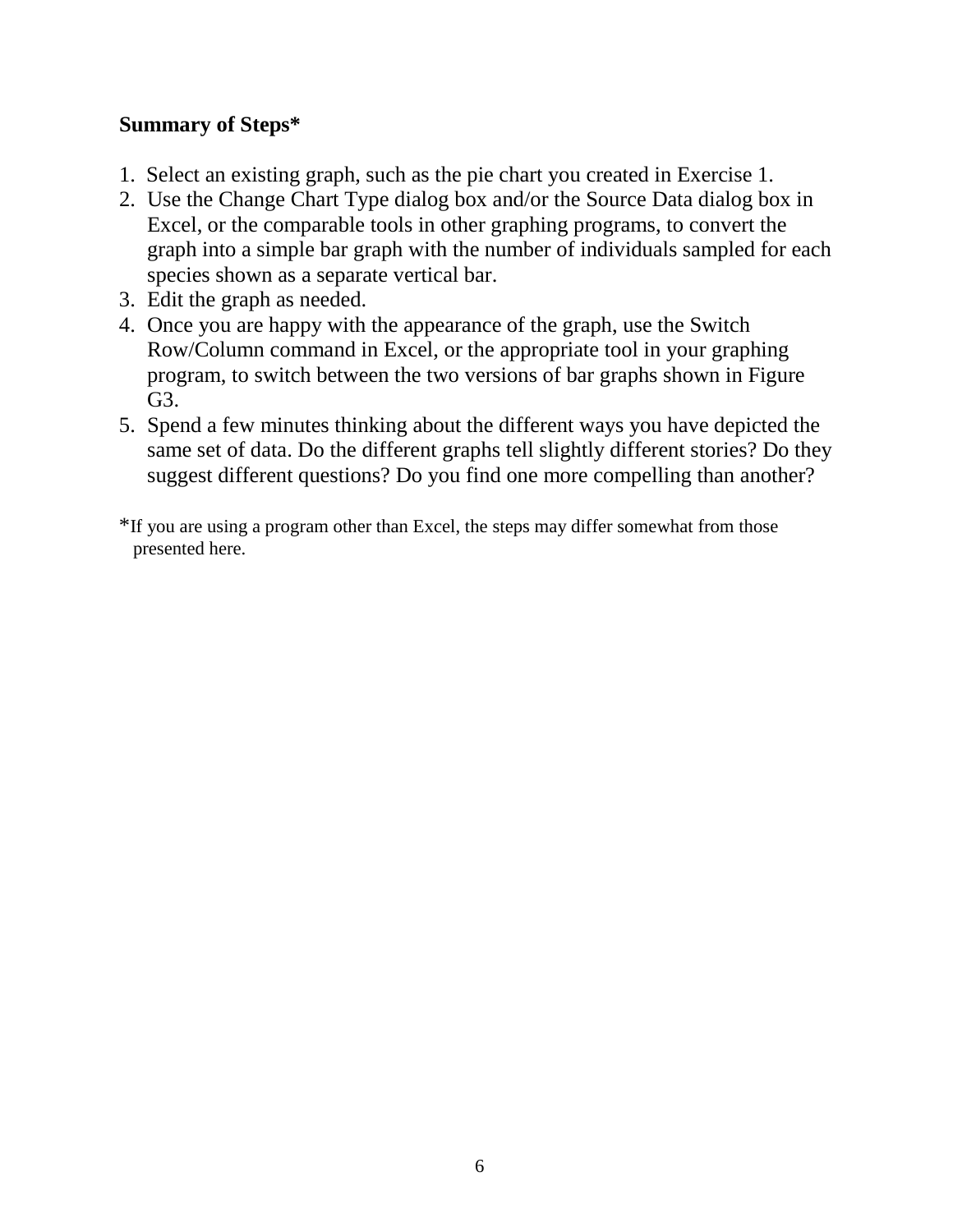**Summary of Steps***

1. Select an existing graph, such as the pie chart you created in Exercise 1.
2. Use the Change Chart Type dialog box and/or the Source Data dialog box in Excel, or the comparable tools in other graphing programs, to convert the graph into a simple bar graph with the number of individuals sampled for each species shown as a separate vertical bar.
3. Edit the graph as needed.
4. Once you are happy with the appearance of the graph, use the Switch Row/Column command in Excel, or the appropriate tool in your graphing program, to switch between the two versions of bar graphs shown in Figure G3.
5. Spend a few minutes thinking about the different ways you have depicted the same set of data. Do the different graphs tell slightly different stories? Do they suggest different questions? Do you find one more compelling than another?

*If you are using a program other than Excel, the steps may differ somewhat from those presented here.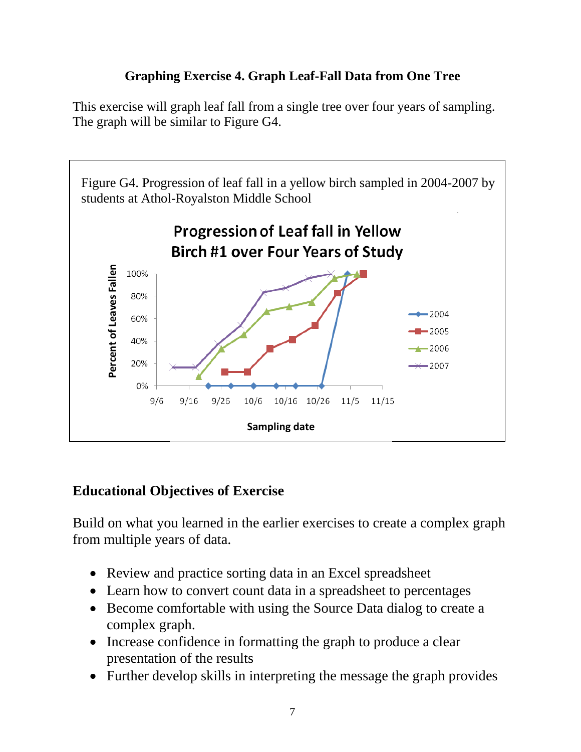### Graphing Exercise 4. Graph Leaf-Fall Data from One Tree

This exercise will graph leaf fall from a single tree over four years of sampling. The graph will be similar to Figure G4.

Figure G4. Progression of leaf fall in a yellow birch sampled in 2004-2007 by students at Athol-Royalston Middle School

### Educational Objectives of Exercise

Build on what you learned in the earlier exercises to create a complex graph from multiple years of data.

- Review and practice sorting data in an Excel spreadsheet
- Learn how to convert count data in a spreadsheet to percentages
- Become comfortable with using the Source Data dialog to create a complex graph.
- Increase confidence in formatting the graph to produce a clear presentation of the results
- Further develop skills in interpreting the message the graph provides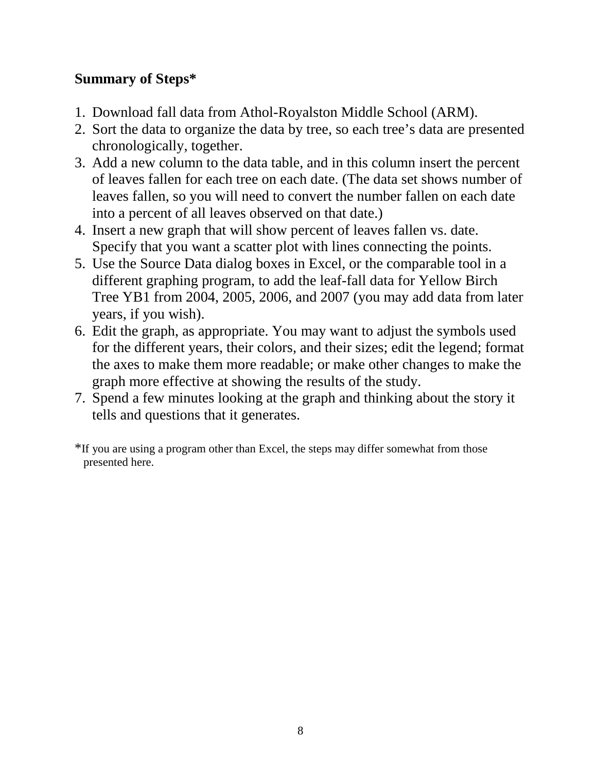**Summary of Steps***

1. Download fall data from Athol-Royalston Middle School (ARM).
2. Sort the data to organize the data by tree, so each tree's data are presented chronologically, together.
3. Add a new column to the data table, and in this column insert the percent of leaves fallen for each tree on each date. (The data set shows number of leaves fallen, so you will need to convert the number fallen on each date into a percent of all leaves observed on that date.)
4. Insert a new graph that will show percent of leaves fallen vs. date. Specify that you want a scatter plot with lines connecting the points.
5. Use the Source Data dialog boxes in Excel, or the comparable tool in a different graphing program, to add the leaf-fall data for Yellow Birch Tree YB1 from 2004, 2005, 2006, and 2007 (you may add data from later years, if you wish).
6. Edit the graph, as appropriate. You may want to adjust the symbols used for the different years, their colors, and their sizes; edit the legend; format the axes to make them more readable; or make other changes to make the graph more effective at showing the results of the study.
7. Spend a few minutes looking at the graph and thinking about the story it tells and questions that it generates.

*If you are using a program other than Excel, the steps may differ somewhat from those presented here.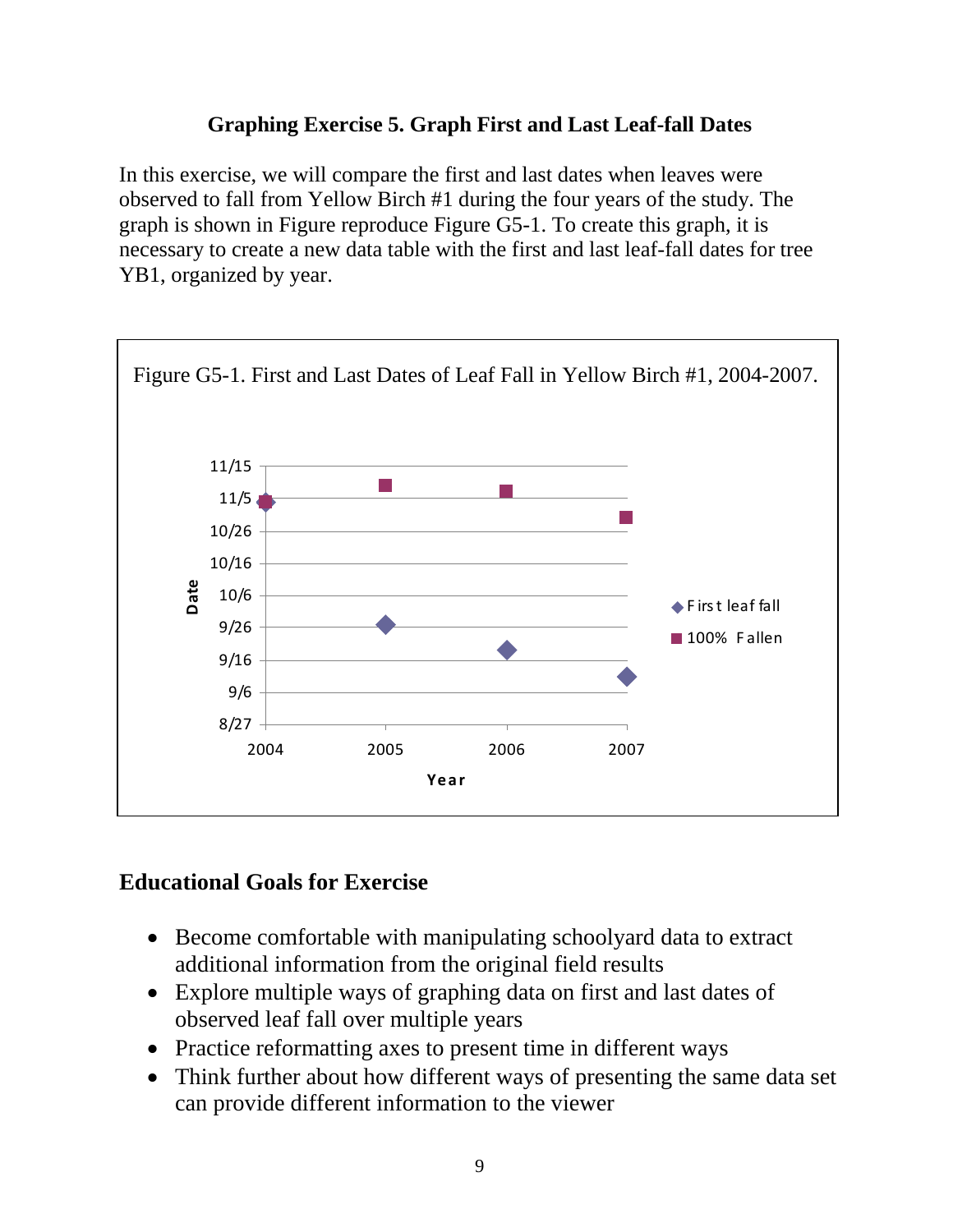### Graphing Exercise 5. Graph First and Last Leaf-fall Dates

In this exercise, we will compare the first and last dates when leaves were observed to fall from Yellow Birch #1 during the four years of the study. The graph is shown in Figure reproduce Figure G5-1. To create this graph, it is necessary to create a new data table with the first and last leaf-fall dates for tree YB1, organized by year.

Figure G5-1. First and Last Dates of Leaf Fall in Yellow Birch #1, 2004-2007.

### Educational Goals for Exercise

- Become comfortable with manipulating schoolyard data to extract additional information from the original field results
- Explore multiple ways of graphing data on first and last dates of observed leaf fall over multiple years
- Practice reformatting axes to present time in different ways
- Think further about how different ways of presenting the same data set can provide different information to the viewer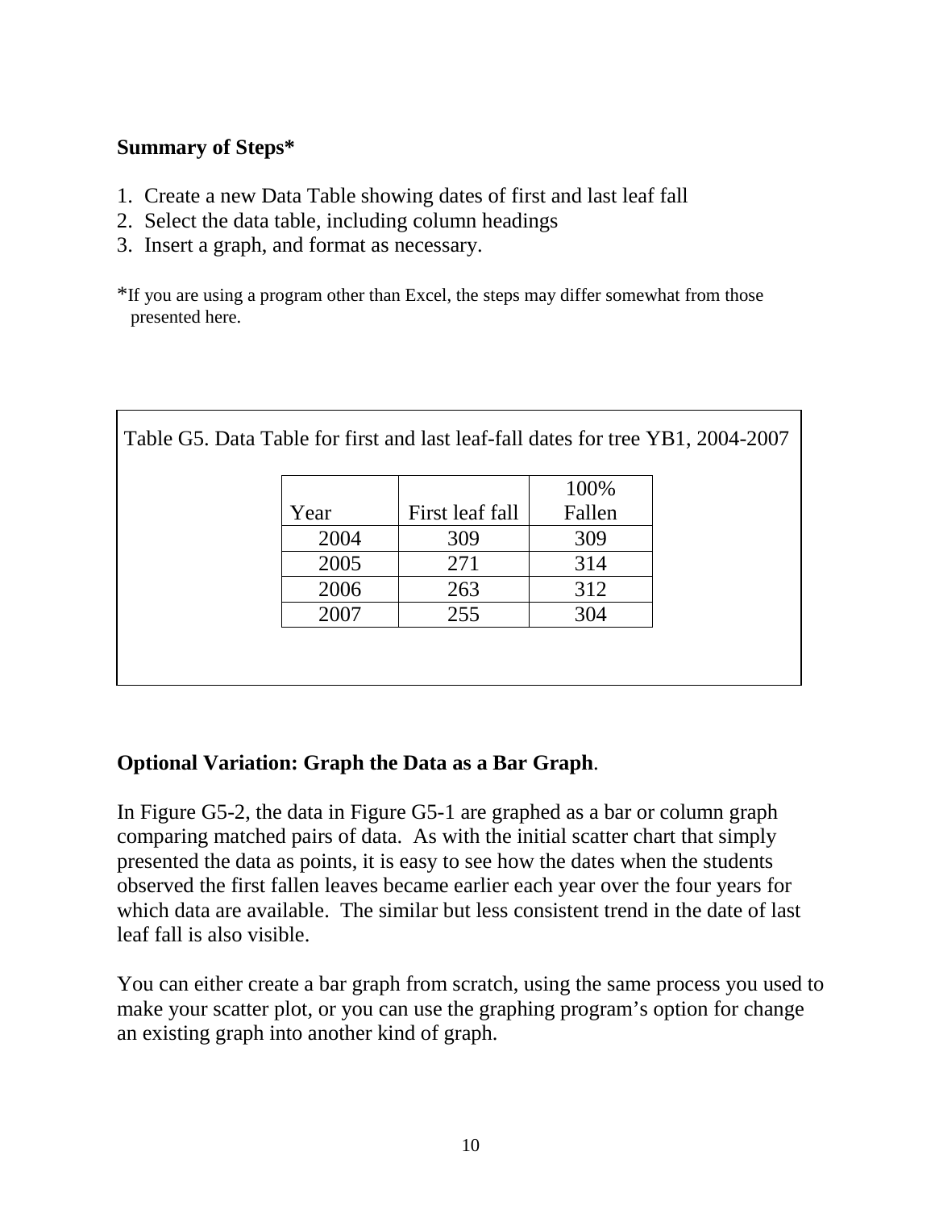**Summary of Steps***

1. Create a new Data Table showing dates of first and last leaf fall
2. Select the data table, including column headings
3. Insert a graph, and format as necessary.

*If you are using a program other than Excel, the steps may differ somewhat from those presented here.

Table G5. Data Table for first and last leaf-fall dates for tree YB1, 2004-2007

| Year | First leaf fall | 100% Fallen |
|---|---|---|
| 2004 | 309 | 309 |
| 2005 | 271 | 314 |
| 2006 | 263 | 312 |
| 2007 | 255 | 304 |

**Optional Variation: Graph the Data as a Bar Graph**.

In Figure G5-2, the data in Figure G5-1 are graphed as a bar or column graph comparing matched pairs of data. As with the initial scatter chart that simply presented the data as points, it is easy to see how the dates when the students observed the first fallen leaves became earlier each year over the four years for which data are available. The similar but less consistent trend in the date of last leaf fall is also visible.

You can either create a bar graph from scratch, using the same process you used to make your scatter plot, or you can use the graphing program's option for change an existing graph into another kind of graph.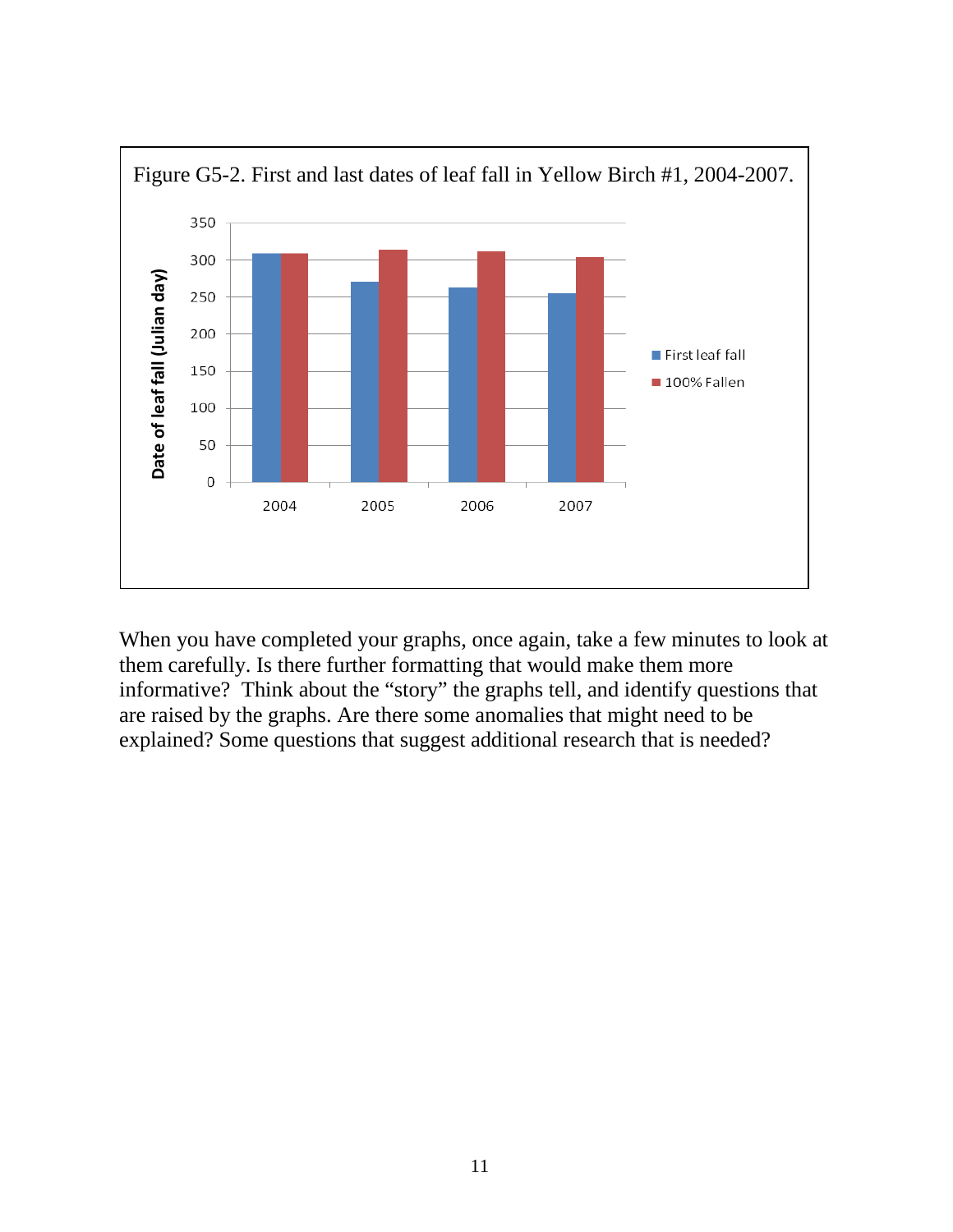Figure G5-2. First and last dates of leaf fall in Yellow Birch #1, 2004-2007.

Date of leaf fall (Julian day)

350
300
250
200
150
100
50
0

2004
2005
2006
2007

First leaf fall
100% Fallen

When you have completed your graphs, once again, take a few minutes to look at them carefully. Is there further formatting that would make them more informative? Think about the "story" the graphs tell, and identify questions that are raised by the graphs. Are there some anomalies that might need to be explained? Some questions that suggest additional research that is needed?